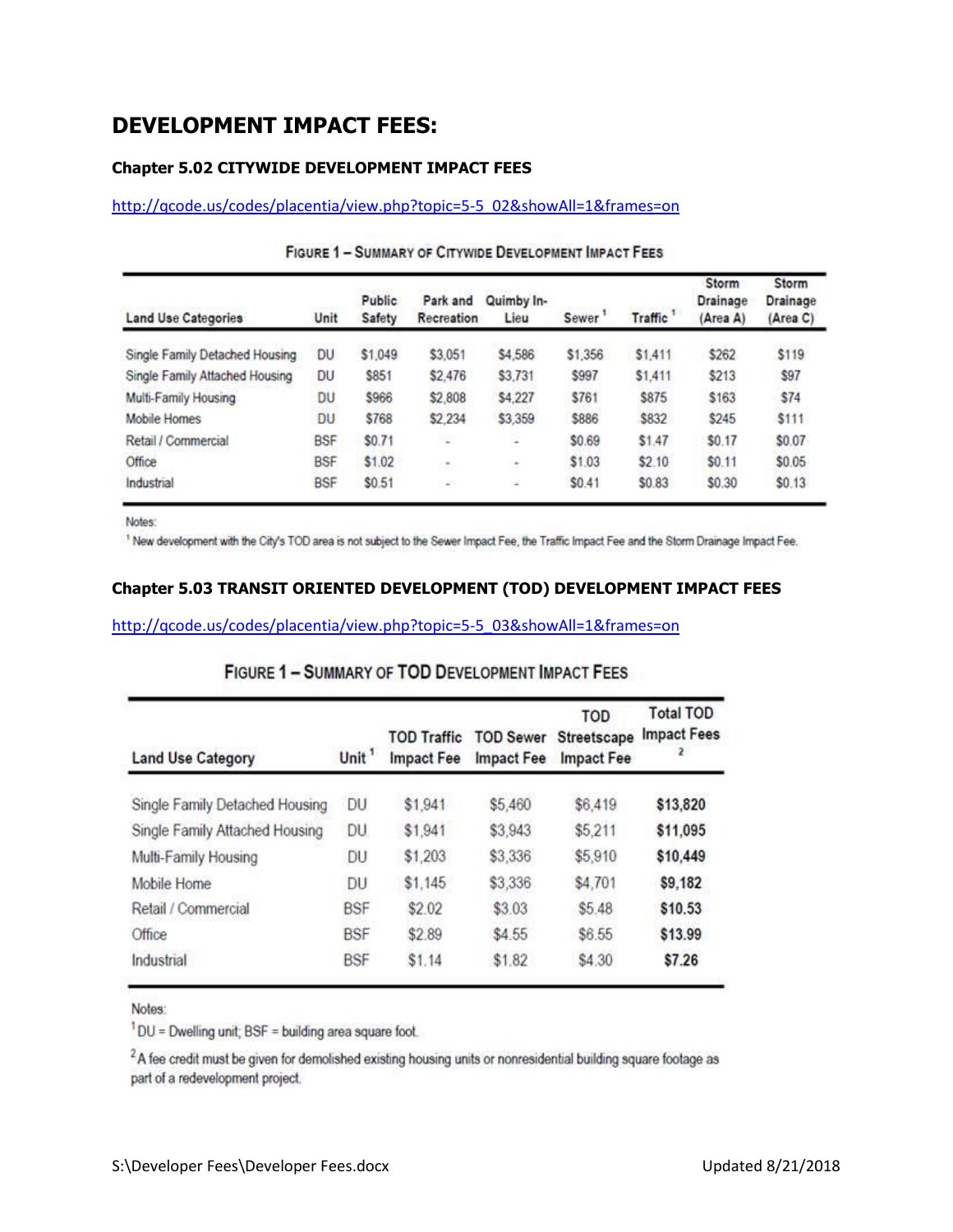# DEVELOPMENT IMPACT FEES:

### Chapter 5.02 CITYWIDE DEVELOPMENT IMPACT FEES

http://qcode.us/codes/placentia/view.php?topic=5-5_02&showAll=1&frames=on

FIGURE 1 – SUMMARY OF CITYWIDE DEVELOPMENT IMPACT FEES

| Land Use Categories | Unit | Public Safety | Park and Recreation | Quimby In-Lieu | Sewer [1] | Traffic [1] | Storm Drainage (Area A) | Storm Drainage (Area C) |
|---|---|---|---|---|---|---|---|---|
| Single Family Detached Housing | DU | $1,049 | $3,051 | $4,586 | $1,356 | $1,411 | $262 | $119 |
| Single Family Attached Housing | DU | $851 | $2,476 | $3,731 | $997 | $1,411 | $213 | $97 |
| Multi-Family Housing | DU | $966 | $2,808 | $4,227 | $761 | $875 | $163 | $74 |
| Mobile Homes | DU | $768 | $2,234 | $3,359 | $886 | $832 | $245 | $111 |
| Retail / Commercial | BSF | $0.71 | - | - | $0.69 | $1.47 | $0.17 | $0.07 |
| Office | BSF | $1.02 | - | - | $1.03 | $2.10 | $0.11 | $0.05 |
| Industrial | BSF | $0.51 | - | - | $0.41 | $0.83 | $0.30 | $0.13 |

Notes:

[1] New development with the City's TOD area is not subject to the Sewer Impact Fee, the Traffic Impact Fee and the Storm Drainage Impact Fee.

### Chapter 5.03 TRANSIT ORIENTED DEVELOPMENT (TOD) DEVELOPMENT IMPACT FEES

http://qcode.us/codes/placentia/view.php?topic=5-5_03&showAll=1&frames=on

FIGURE 1 – SUMMARY OF TOD DEVELOPMENT IMPACT FEES

| Land Use Category | Unit [1] | TOD Traffic Impact Fee | TOD Sewer Impact Fee | TOD Streetscape Impact Fee | Total TOD Impact Fees [2] |
|---|---|---|---|---|---|
| Single Family Detached Housing | DU | $1,941 | $5,460 | $6,419 | **$13,820** |
| Single Family Attached Housing | DU | $1,941 | $3,943 | $5,211 | **$11,095** |
| Multi-Family Housing | DU | $1,203 | $3,336 | $5,910 | **$10,449** |
| Mobile Home | DU | $1,145 | $3,336 | $4,701 | **$9,182** |
| Retail / Commercial | BSF | $2.02 | $3.03 | $5.48 | **$10.53** |
| Office | BSF | $2.89 | $4.55 | $6.55 | **$13.99** |
| Industrial | BSF | $1.14 | $1.82 | $4.30 | **$7.26** |

Notes:

[1] DU = Dwelling unit; BSF = building area square foot.

[2] A fee credit must be given for demolished existing housing units or nonresidential building square footage as part of a redevelopment project.

S:\Developer Fees\Developer Fees.docx Updated 8/21/2018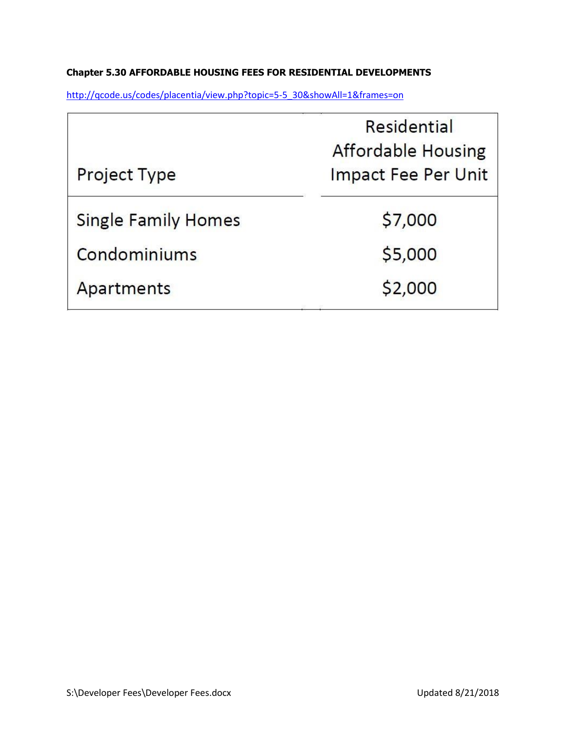**Chapter 5.30 AFFORDABLE HOUSING FEES FOR RESIDENTIAL DEVELOPMENTS**

http://qcode.us/codes/placentia/view.php?topic=5-5_30&showAll=1&frames=on

| Project Type | Residential Affordable Housing Impact Fee Per Unit |
|---|---|
| Single Family Homes | $7,000 |
| Condominiums | $5,000 |
| Apartments | $2,000 |

S:\Developer Fees\Developer Fees.docx Updated 8/21/2018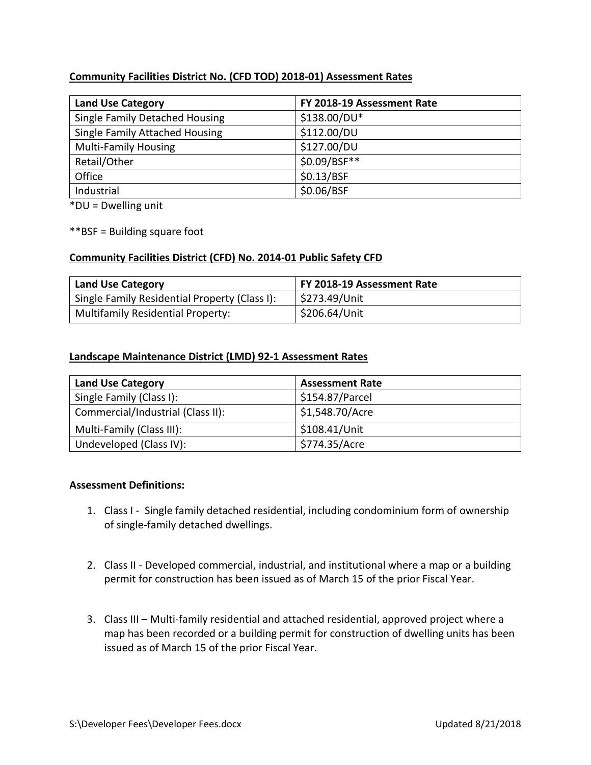**Community Facilities District No. (CFD TOD) 2018-01) Assessment Rates**

| Land Use Category | FY 2018-19 Assessment Rate |
|---|---|
| Single Family Detached Housing | $138.00/DU* |
| Single Family Attached Housing | $112.00/DU |
| Multi-Family Housing | $127.00/DU |
| Retail/Other | $0.09/BSF** |
| Office | $0.13/BSF |
| Industrial | $0.06/BSF |

*DU = Dwelling unit

**BSF = Building square foot

**Community Facilities District (CFD) No. 2014-01 Public Safety CFD**

| Land Use Category | FY 2018-19 Assessment Rate |
|---|---|
| Single Family Residential Property (Class I): | $273.49/Unit |
| Multifamily Residential Property: | $206.64/Unit |

**Landscape Maintenance District (LMD) 92-1 Assessment Rates**

| Land Use Category | Assessment Rate |
|---|---|
| Single Family (Class I): | $154.87/Parcel |
| Commercial/Industrial (Class II): | $1,548.70/Acre |
| Multi-Family (Class III): | $108.41/Unit |
| Undeveloped (Class IV): | $774.35/Acre |

**Assessment Definitions:**

1. Class I - Single family detached residential, including condominium form of ownership of single-family detached dwellings.
2. Class II - Developed commercial, industrial, and institutional where a map or a building permit for construction has been issued as of March 15 of the prior Fiscal Year.
3. Class III – Multi-family residential and attached residential, approved project where a map has been recorded or a building permit for construction of dwelling units has been issued as of March 15 of the prior Fiscal Year.

S:\Developer Fees\Developer Fees.docx Updated 8/21/2018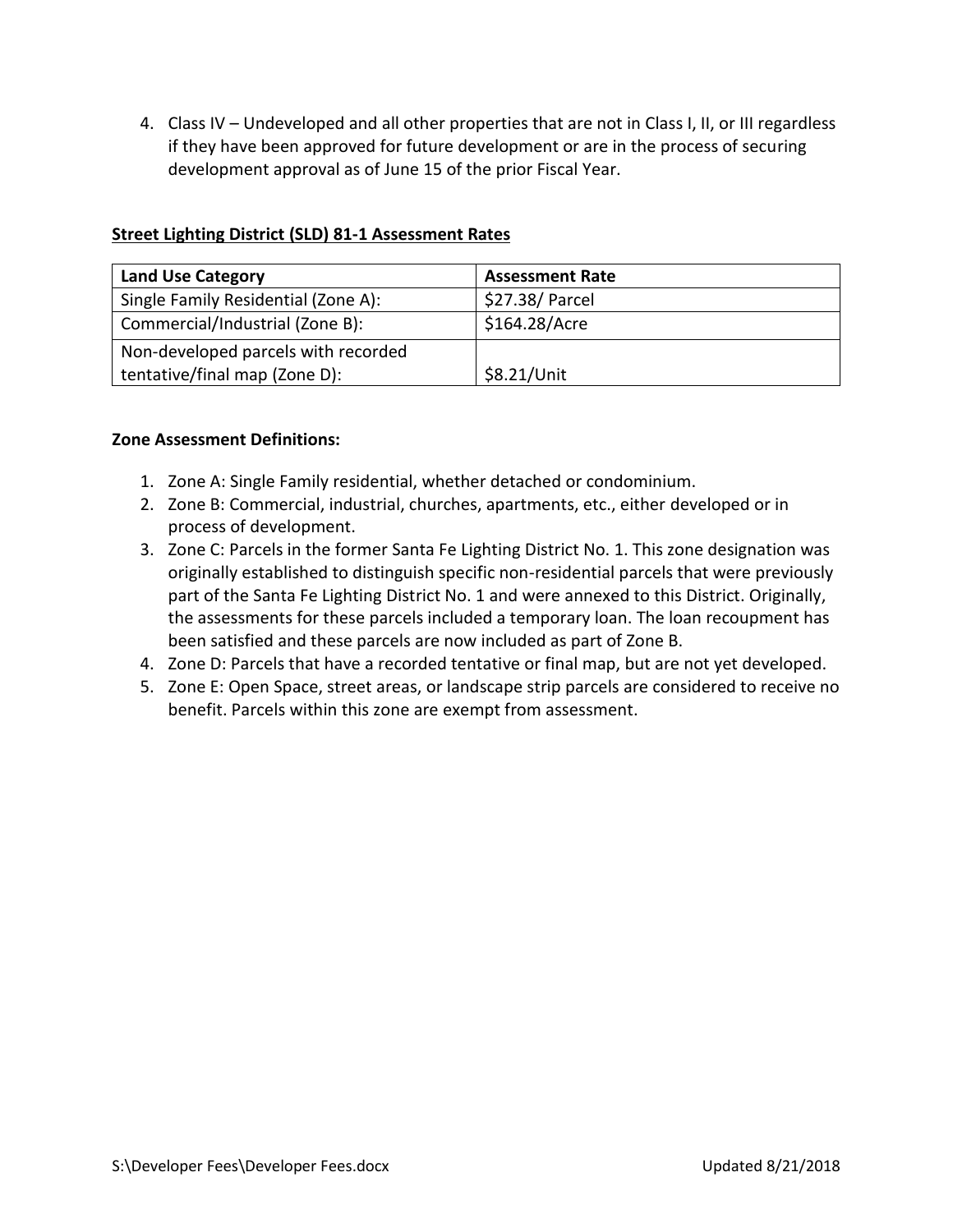4. Class IV – Undeveloped and all other properties that are not in Class I, II, or III regardless if they have been approved for future development or are in the process of securing development approval as of June 15 of the prior Fiscal Year.

**Street Lighting District (SLD) 81-1 Assessment Rates**

| Land Use Category | Assessment Rate |
|---|---|
| Single Family Residential (Zone A): | $27.38/ Parcel |
| Commercial/Industrial (Zone B): | $164.28/Acre |
| Non-developed parcels with recorded tentative/final map (Zone D): | $8.21/Unit |

**Zone Assessment Definitions:**

1. Zone A: Single Family residential, whether detached or condominium.
2. Zone B: Commercial, industrial, churches, apartments, etc., either developed or in process of development.
3. Zone C: Parcels in the former Santa Fe Lighting District No. 1. This zone designation was originally established to distinguish specific non-residential parcels that were previously part of the Santa Fe Lighting District No. 1 and were annexed to this District. Originally, the assessments for these parcels included a temporary loan. The loan recoupment has been satisfied and these parcels are now included as part of Zone B.
4. Zone D: Parcels that have a recorded tentative or final map, but are not yet developed.
5. Zone E: Open Space, street areas, or landscape strip parcels are considered to receive no benefit. Parcels within this zone are exempt from assessment.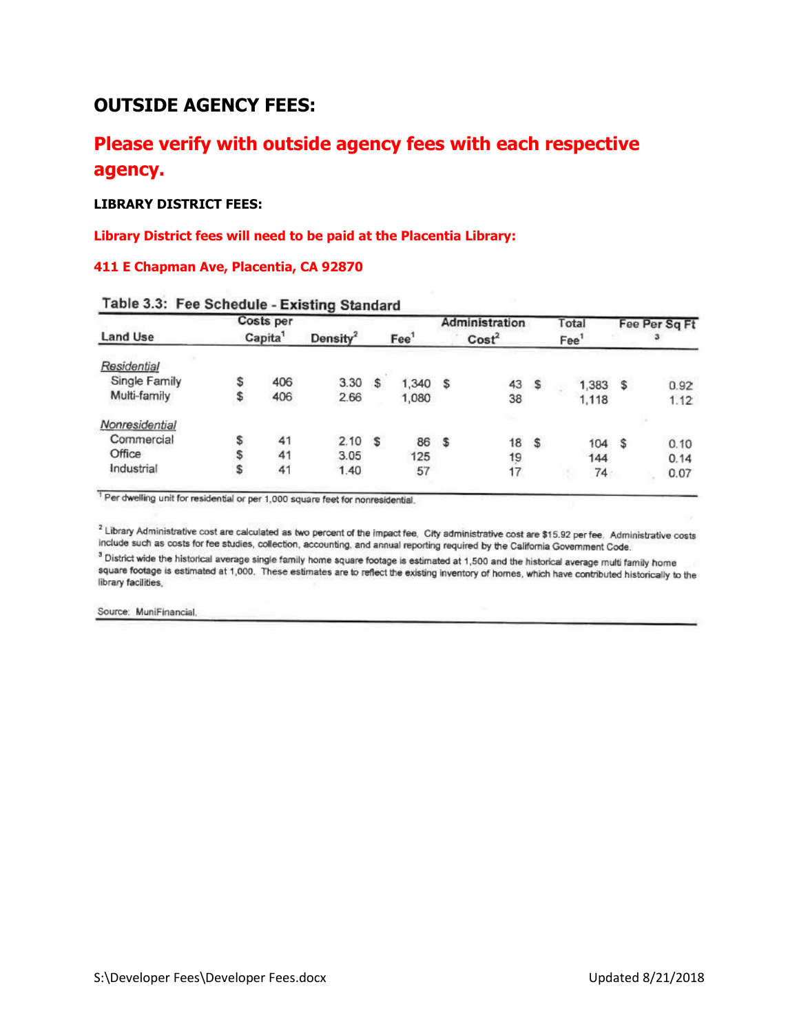## OUTSIDE AGENCY FEES:

### Please verify with outside agency fees with each respective agency.

**LIBRARY DISTRICT FEES:**

**Library District fees will need to be paid at the Placentia Library:**

**411 E Chapman Ave, Placentia, CA 92870**

**Table 3.3: Fee Schedule - Existing Standard**

| Land Use | Costs per Capita[1] | Density[2] | Fee[1] | Administration Cost[2] | Total Fee[1] | Fee Per Sq Ft[3] |
|---|---|---|---|---|---|---|
| *Residential* | | | | | | |
| Single Family | $ 406 | 3.30 | $ 1,340 | $ 43 | $ 1,383 | $ 0.92 |
| Multi-family | $ 406 | 2.66 | 1,080 | 38 | 1,118 | 1.12 |
| *Nonresidential* | | | | | | |
| Commercial | $ 41 | 2.10 | $ 86 | $ 18 | $ 104 | $ 0.10 |
| Office | $ 41 | 3.05 | 125 | 19 | 144 | 0.14 |
| Industrial | $ 41 | 1.40 | 57 | 17 | 74 | 0.07 |

[1] Per dwelling unit for residential or per 1,000 square feet for nonresidential.

[2] Library Administrative cost are calculated as two percent of the impact fee. City administrative cost are $15.92 per fee. Administrative costs include such as costs for fee studies, collection, accounting, and annual reporting required by the California Government Code.

[3] District wide the historical average single family home square footage is estimated at 1,500 and the historical average multi family home square footage is estimated at 1,000. These estimates are to reflect the existing inventory of homes, which have contributed historically to the library facilities.

Source: MuniFinancial.

S:\Developer Fees\Developer Fees.docx Updated 8/21/2018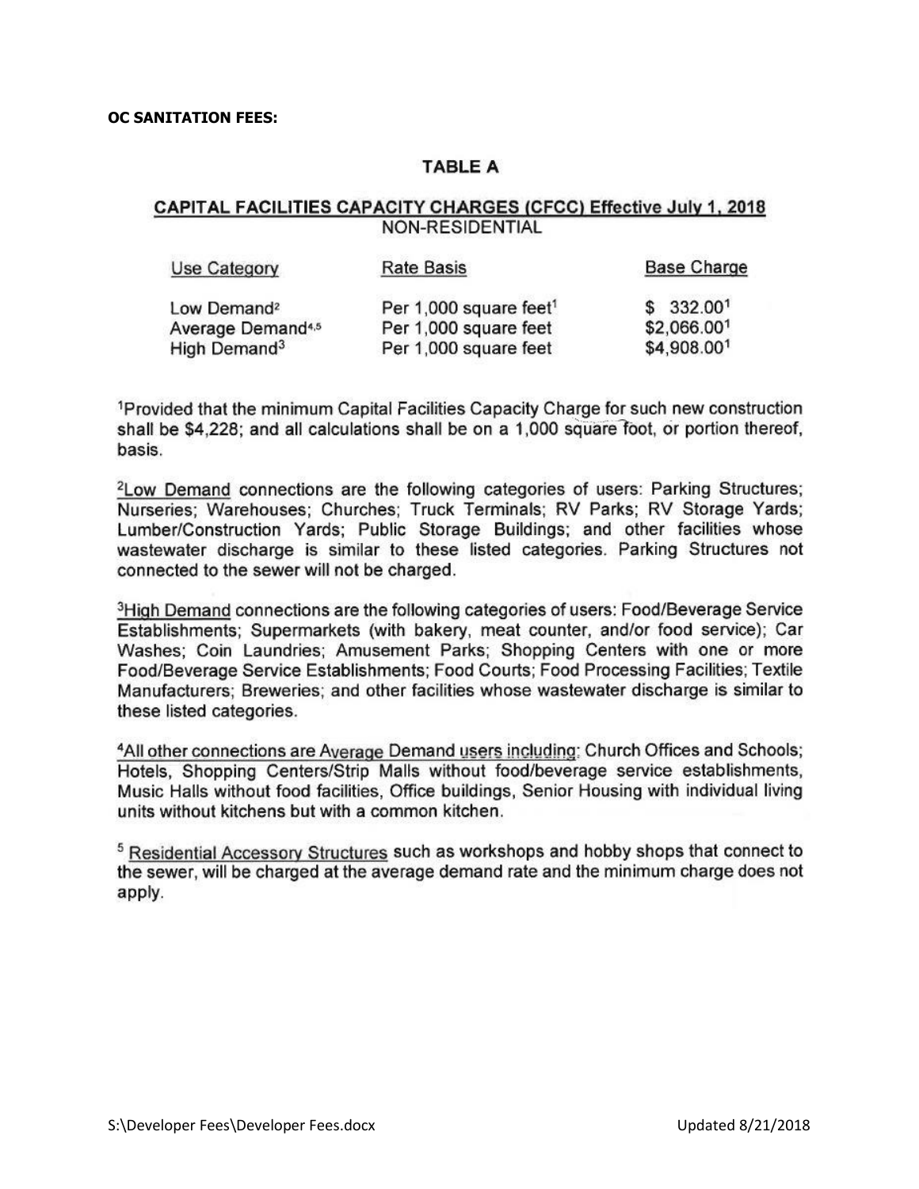**OC SANITATION FEES:**

## TABLE A

### CAPITAL FACILITIES CAPACITY CHARGES (CFCC) Effective July 1, 2018

NON-RESIDENTIAL

| Use Category | Rate Basis | Base Charge |
|---|---|---|
| Low Demand[2] | Per 1,000 square feet[1] | $ 332.00[1] |
| Average Demand[4,5] | Per 1,000 square feet | $2,066.00[1] |
| High Demand[3] | Per 1,000 square feet | $4,908.00[1] |

[1]Provided that the minimum Capital Facilities Capacity Charge for such new construction shall be $4,228; and all calculations shall be on a 1,000 square foot, or portion thereof, basis.

[2]Low Demand connections are the following categories of users: Parking Structures; Nurseries; Warehouses; Churches; Truck Terminals; RV Parks; RV Storage Yards; Lumber/Construction Yards; Public Storage Buildings; and other facilities whose wastewater discharge is similar to these listed categories. Parking Structures not connected to the sewer will not be charged.

[3]High Demand connections are the following categories of users: Food/Beverage Service Establishments; Supermarkets (with bakery, meat counter, and/or food service); Car Washes; Coin Laundries; Amusement Parks; Shopping Centers with one or more Food/Beverage Service Establishments; Food Courts; Food Processing Facilities; Textile Manufacturers; Breweries; and other facilities whose wastewater discharge is similar to these listed categories.

[4]All other connections are Average Demand users including: Church Offices and Schools; Hotels, Shopping Centers/Strip Malls without food/beverage service establishments, Music Halls without food facilities, Office buildings, Senior Housing with individual living units without kitchens but with a common kitchen.

[5] Residential Accessory Structures such as workshops and hobby shops that connect to the sewer, will be charged at the average demand rate and the minimum charge does not apply.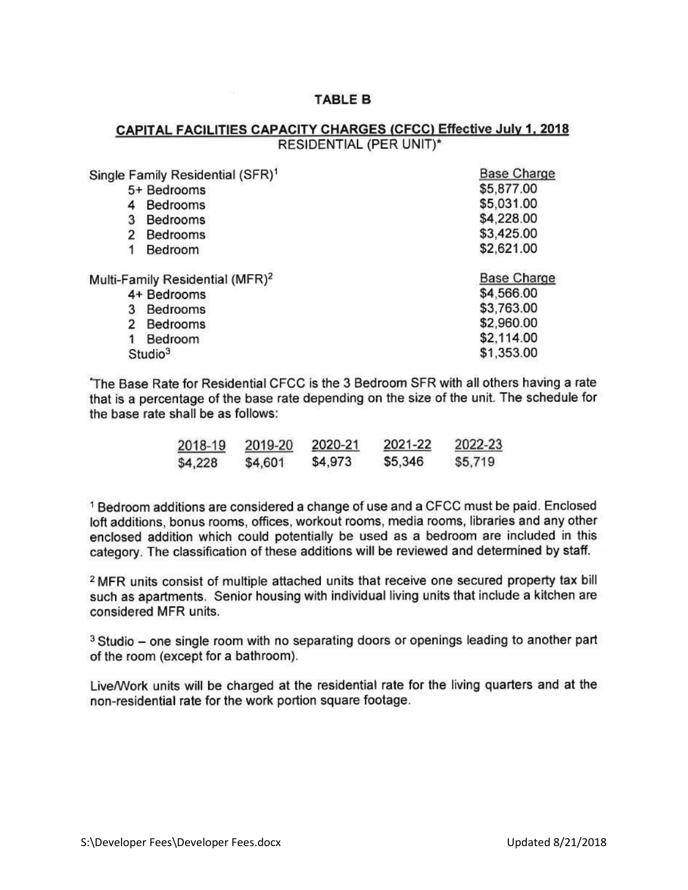**TABLE B**

**CAPITAL FACILITIES CAPACITY CHARGES (CFCC) Effective July 1, 2018**

RESIDENTIAL (PER UNIT)*

| Single Family Residential (SFR)[1] | Base Charge |
|---|---|
| 5+ Bedrooms | $5,877.00 |
| 4 Bedrooms | $5,031.00 |
| 3 Bedrooms | $4,228.00 |
| 2 Bedrooms | $3,425.00 |
| 1 Bedroom | $2,621.00 |

| Multi-Family Residential (MFR)[2] | Base Charge |
|---|---|
| 4+ Bedrooms | $4,566.00 |
| 3 Bedrooms | $3,763.00 |
| 2 Bedrooms | $2,960.00 |
| 1 Bedroom | $2,114.00 |
| Studio[3] | $1,353.00 |

*The Base Rate for Residential CFCC is the 3 Bedroom SFR with all others having a rate that is a percentage of the base rate depending on the size of the unit. The schedule for the base rate shall be as follows:

| 2018-19 | 2019-20 | 2020-21 | 2021-22 | 2022-23 |
|---|---|---|---|---|
| $4,228 | $4,601 | $4,973 | $5,346 | $5,719 |

[1] Bedroom additions are considered a change of use and a CFCC must be paid. Enclosed loft additions, bonus rooms, offices, workout rooms, media rooms, libraries and any other enclosed addition which could potentially be used as a bedroom are included in this category. The classification of these additions will be reviewed and determined by staff.

[2] MFR units consist of multiple attached units that receive one secured property tax bill such as apartments. Senior housing with individual living units that include a kitchen are considered MFR units.

[3] Studio – one single room with no separating doors or openings leading to another part of the room (except for a bathroom).

Live/Work units will be charged at the residential rate for the living quarters and at the non-residential rate for the work portion square footage.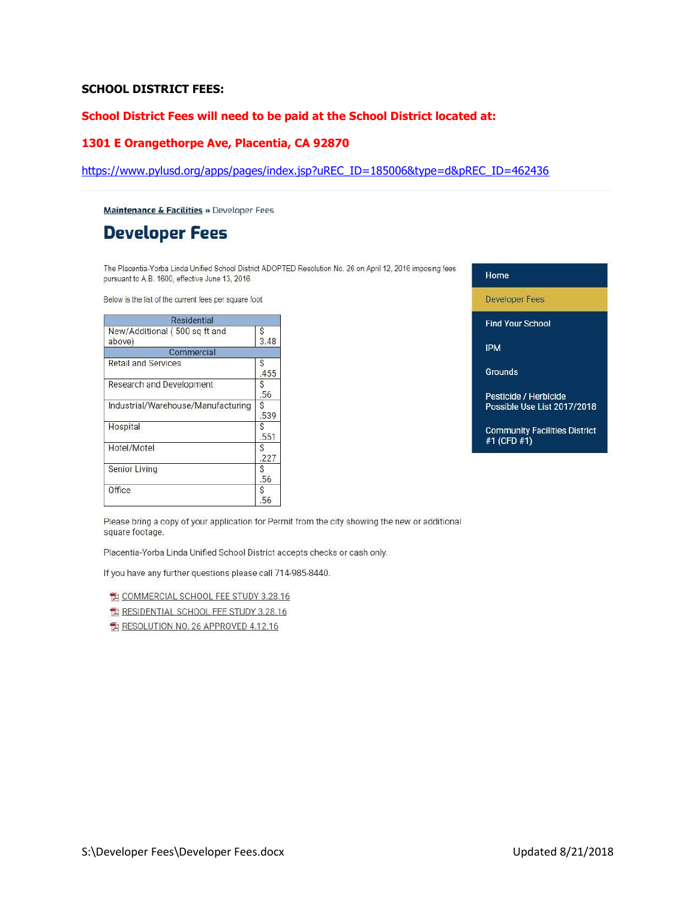**SCHOOL DISTRICT FEES:**

**School District Fees will need to be paid at the School District located at:**

**1301 E Orangethorpe Ave, Placentia, CA 92870**

https://www.pylusd.org/apps/pages/index.jsp?uREC_ID=185006&type=d&pREC_ID=462436

Maintenance & Facilities » Developer Fees

# Developer Fees

The Placentia-Yorba Linda Unified School District ADOPTED Resolution No. 26 on April 12, 2016 imposing fees pursuant to A.B. 1600, effective June 13, 2016.

Below is the list of the current fees per square foot.

| Residential | |
|---|---|
| New/Additional ( 500 sq ft and above) | $ 3.48 |
| **Commercial** | |
| Retail and Services | $ .455 |
| Research and Development | $ .56 |
| Industrial/Warehouse/Manufacturing | $ .539 |
| Hospital | $ .551 |
| Hotel/Motel | $ .227 |
| Senior Living | $ .56 |
| Office | $ .56 |

Please bring a copy of your application for Permit from the city showing the new or additional square footage.

Placentia-Yorba Linda Unified School District accepts checks or cash only.

If you have any further questions please call 714-985-8440.

- COMMERCIAL SCHOOL FEE STUDY 3.28.16
- RESIDENTIAL SCHOOL FEE STUDY 3.28.16
- RESOLUTION NO. 26 APPROVED 4.12.16

- Home
- Developer Fees
- Find Your School
- IPM
- Grounds
- Pesticide / Herbicide Possible Use List 2017/2018
- Community Facilities District #1 (CFD #1)

S:\Developer Fees\Developer Fees.docx

Updated 8/21/2018